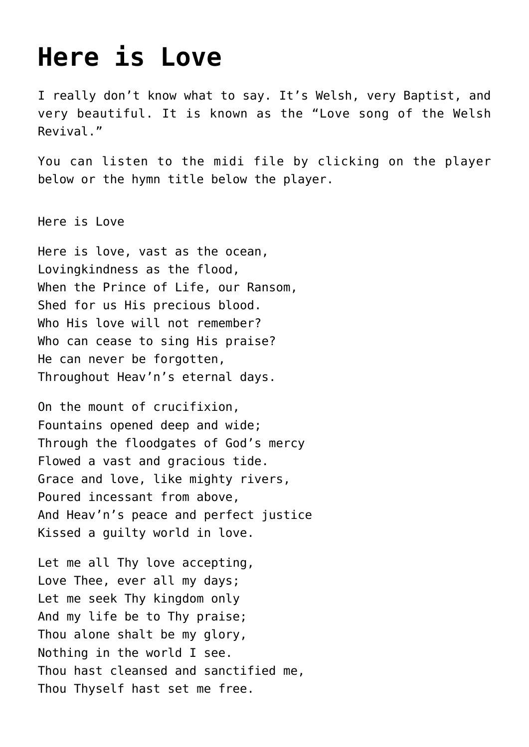# Here is Love

I really don't know what to say. It's Welsh, very Baptist, and very beautiful. It is known as the "Love song of the Welsh Revival."

You can listen to the midi file by clicking on the player below or the hymn title below the player.

Here is Love

Here is love, vast as the ocean,  
Lovingkindness as the flood,  
When the Prince of Life, our Ransom,  
Shed for us His precious blood.  
Who His love will not remember?  
Who can cease to sing His praise?  
He can never be forgotten,  
Throughout Heav'n's eternal days.

On the mount of crucifixion,  
Fountains opened deep and wide;  
Through the floodgates of God's mercy  
Flowed a vast and gracious tide.  
Grace and love, like mighty rivers,  
Poured incessant from above,  
And Heav'n's peace and perfect justice  
Kissed a guilty world in love.

Let me all Thy love accepting,  
Love Thee, ever all my days;  
Let me seek Thy kingdom only  
And my life be to Thy praise;  
Thou alone shalt be my glory,  
Nothing in the world I see.  
Thou hast cleansed and sanctified me,  
Thou Thyself hast set me free.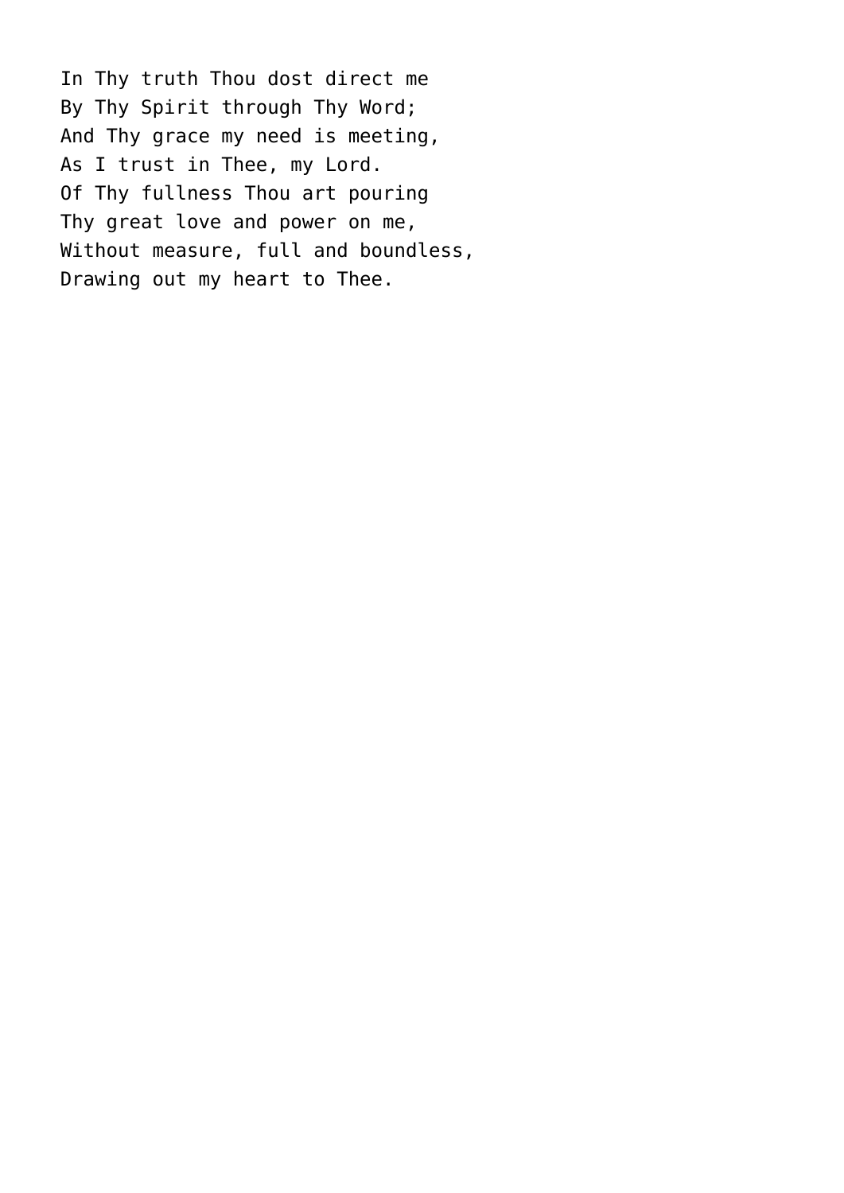In Thy truth Thou dost direct me  
By Thy Spirit through Thy Word;  
And Thy grace my need is meeting,  
As I trust in Thee, my Lord.  
Of Thy fullness Thou art pouring  
Thy great love and power on me,  
Without measure, full and boundless,  
Drawing out my heart to Thee.